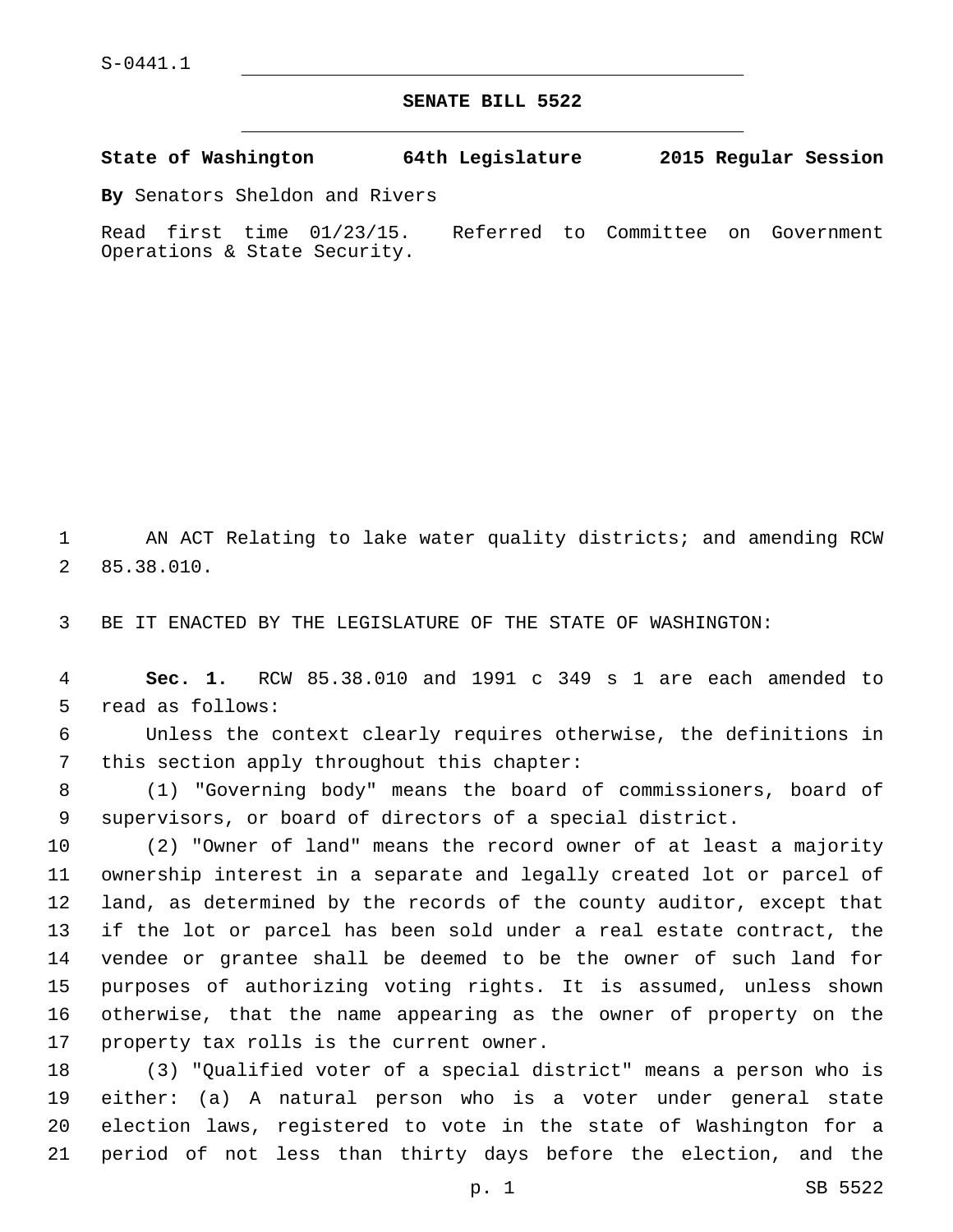S-0441.1

# SENATE BILL 5522

**State of Washington 64th Legislature 2015 Regular Session**

**By** Senators Sheldon and Rivers

Read first time 01/23/15. Referred to Committee on Government Operations & State Security.

AN ACT Relating to lake water quality districts; and amending RCW 85.38.010.

BE IT ENACTED BY THE LEGISLATURE OF THE STATE OF WASHINGTON:

**Sec. 1.** RCW 85.38.010 and 1991 c 349 s 1 are each amended to read as follows:

Unless the context clearly requires otherwise, the definitions in this section apply throughout this chapter:

(1) "Governing body" means the board of commissioners, board of supervisors, or board of directors of a special district.

(2) "Owner of land" means the record owner of at least a majority ownership interest in a separate and legally created lot or parcel of land, as determined by the records of the county auditor, except that if the lot or parcel has been sold under a real estate contract, the vendee or grantee shall be deemed to be the owner of such land for purposes of authorizing voting rights. It is assumed, unless shown otherwise, that the name appearing as the owner of property on the property tax rolls is the current owner.

(3) "Qualified voter of a special district" means a person who is either: (a) A natural person who is a voter under general state election laws, registered to vote in the state of Washington for a period of not less than thirty days before the election, and the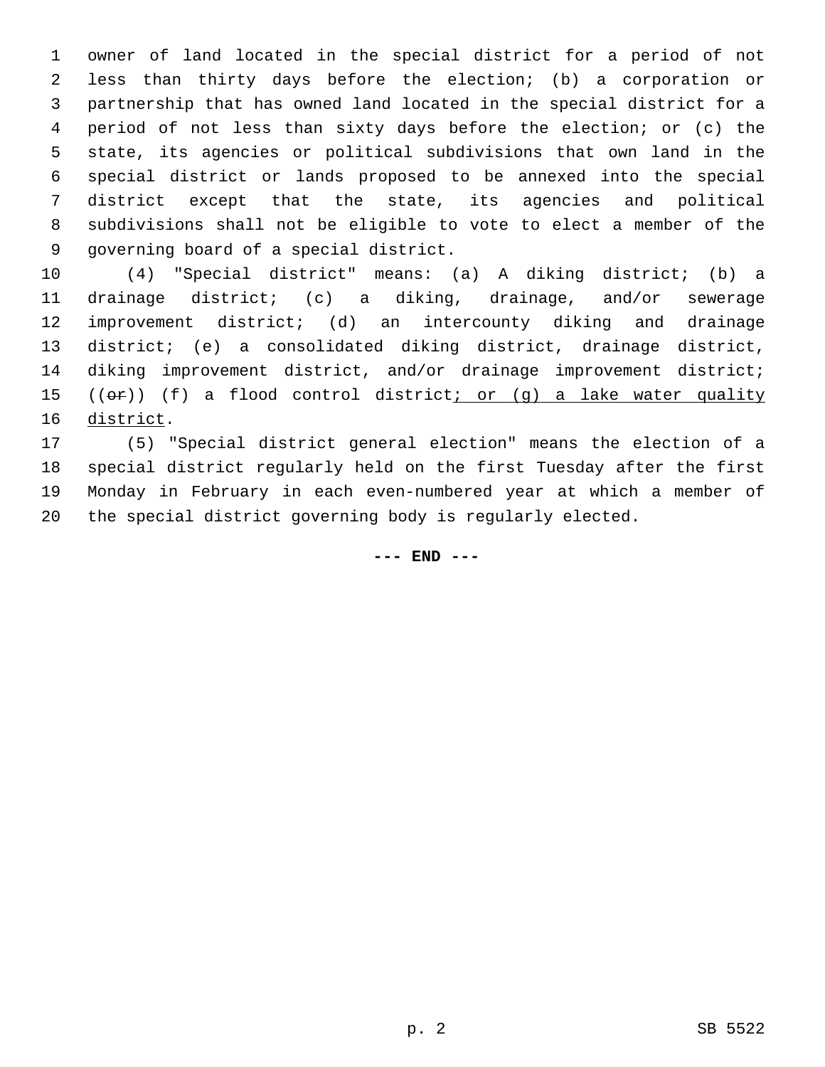owner of land located in the special district for a period of not less than thirty days before the election; (b) a corporation or partnership that has owned land located in the special district for a period of not less than sixty days before the election; or (c) the state, its agencies or political subdivisions that own land in the special district or lands proposed to be annexed into the special district except that the state, its agencies and political subdivisions shall not be eligible to vote to elect a member of the governing board of a special district.

(4) "Special district" means: (a) A diking district; (b) a drainage district; (c) a diking, drainage, and/or sewerage improvement district; (d) an intercounty diking and drainage district; (e) a consolidated diking district, drainage district, diking improvement district, and/or drainage improvement district; ((~~or~~)) (f) a flood control district<u>; or (g) a lake water quality district</u>.

(5) "Special district general election" means the election of a special district regularly held on the first Tuesday after the first Monday in February in each even-numbered year at which a member of the special district governing body is regularly elected.

**--- END ---**